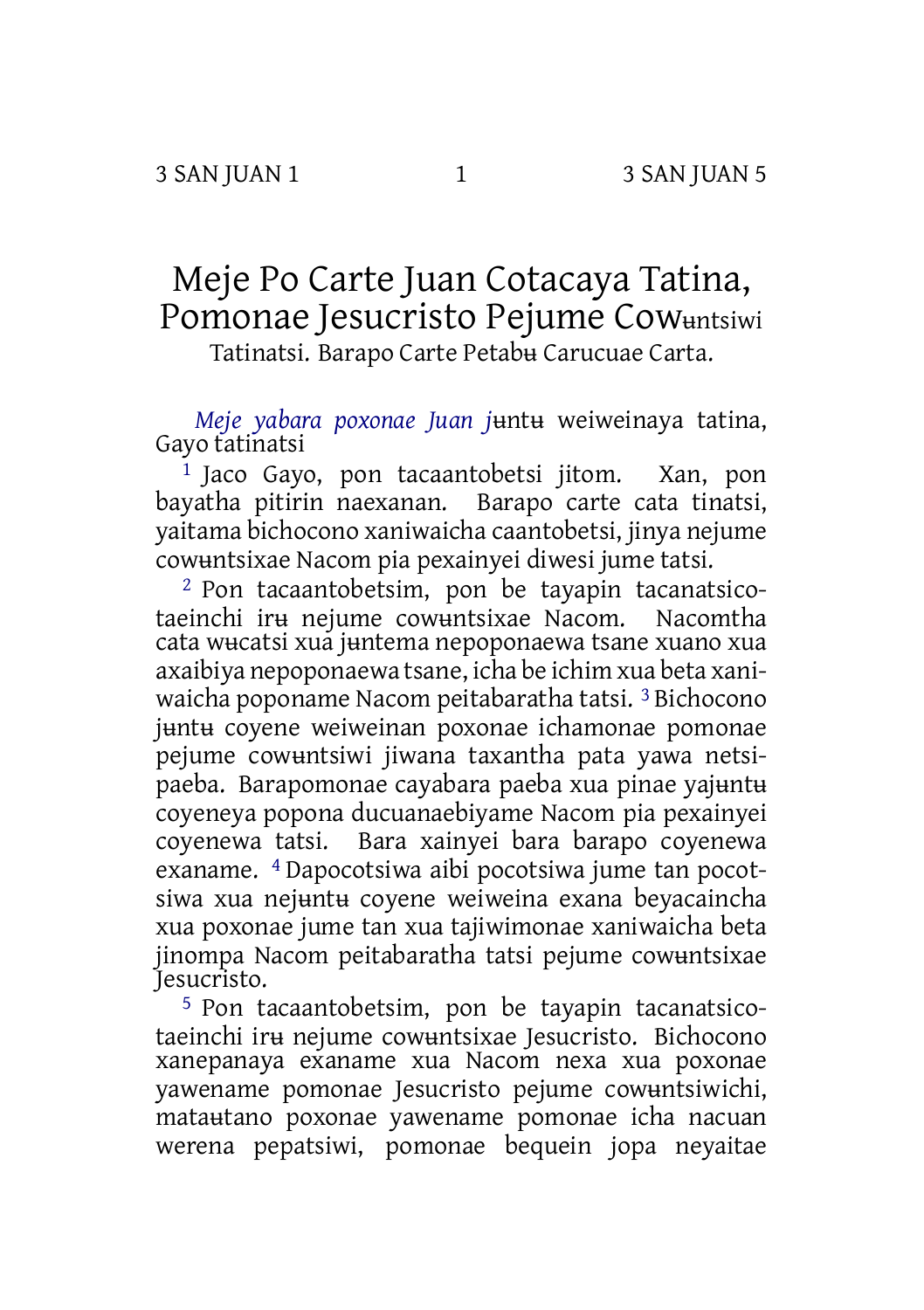# Meje Po Carte Juan Cotacaya Tatina, Pomonae Jesucristo Pejume Cowʉntsiwi Tatinatsi. Barapo Carte Petabʉ Carucuae Carta.

*Meje yabara poxonae Juan j*ʉntʉ weiweinaya tatina, Gayo tatinatsi

[1] Jaco Gayo, pon tacaantobetsi jitom. Xan, pon bayatha pitirin naexanan. Barapo carte cata tinatsi, yaitama bichocono xaniwaicha caantobetsi, jinya nejume cowʉntsixae Nacom pia pexainyei diwesi jume tatsi.

[2] Pon tacaantobetsim, pon be tayapin tacanatsicotaeinchi irʉ nejume cowʉntsixae Nacom. Nacomtha cata wʉcatsi xua jʉntema nepoponaewa tsane xuano xua axaibiya nepoponaewa tsane, icha be ichim xua beta xaniwaicha poponame Nacom peitabaratha tatsi. [3] Bichocono jʉntʉ coyene weiweinan poxonae ichamonae pomonae pejume cowʉntsiwi jiwana taxantha pata yawa netsipaeba. Barapomonae cayabara paeba xua pinae yajʉntʉ coyeneya popona ducuanaebiyame Nacom pia pexainyei coyenewa tatsi. Bara xainyei bara barapo coyenewa exaname. [4] Dapocotsiwa aibi pocotsiwa jume tan pocotsiwa xua nejʉntʉ coyene weiweina exana beyacaincha xua poxonae jume tan xua tajiwimonae xaniwaicha beta jinompa Nacom peitabaratha tatsi pejume cowʉntsixae Jesucristo.

[5] Pon tacaantobetsim, pon be tayapin tacanatsicotaeinchi irʉ nejume cowʉntsixae Jesucristo. Bichocono xanepanaya exaname xua Nacom nexa xua poxonae yawename pomonae Jesucristo pejume cowʉntsiwichi, mataʉtano poxonae yawename pomonae icha nacuan werena pepatsiwi, pomonae bequein jopa neyaitae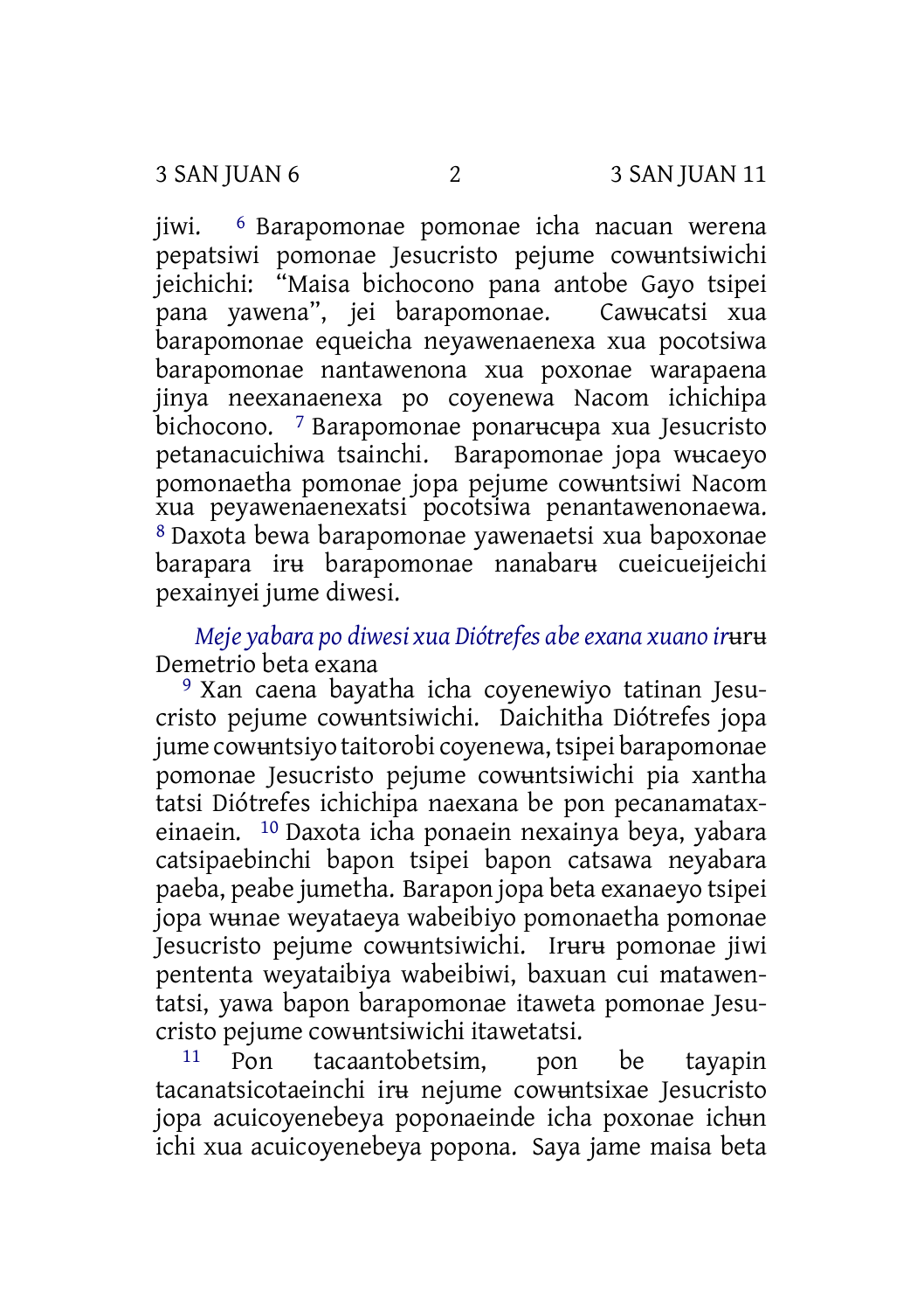jiwi. [6] Barapomonae pomonae icha nacuan werena pepatsiwi pomonae Jesucristo pejume cowʉntsiwichi jeichichi: “Maisa bichocono pana antobe Gayo tsipei pana yawena”, jei barapomonae. Cawʉcatsi xua barapomonae equeicha neyawenaenexa xua pocotsiwa barapomonae nantawenona xua poxonae warapaena jinya neexanaenexa po coyenewa Nacom ichichipa bichocono. [7] Barapomonae ponarʉcʉpa xua Jesucristo petanacuichiwa tsainchi. Barapomonae jopa wʉcaeyo pomonaetha pomonae jopa pejume cowʉntsiwi Nacom xua peyawenaenexatsi pocotsiwa penantawenonaewa. [8] Daxota bewa barapomonae yawenaetsi xua bapoxonae barapara irʉ barapomonae nanabarʉ cueicueijeichi pexainyei jume diwesi.

*Meje yabara po diwesi xua Diótrefes abe exana xuano irʉrʉ* Demetrio beta exana

[9] Xan caena bayatha icha coyenewiyo tatinan Jesucristo pejume cowʉntsiwichi. Daichitha Diótrefes jopa jume cowʉntsiyo taitorobi coyenewa, tsipei barapomonae pomonae Jesucristo pejume cowʉntsiwichi pia xantha tatsi Diótrefes ichichipa naexana be pon pecanamataxeinaein. [10] Daxota icha ponaein nexainya beya, yabara catsipaebinchi bapon tsipei bapon catsawa neyabara paeba, peabe jumetha. Barapon jopa beta exanaeyo tsipei jopa wʉnae weyataeya wabeibiyo pomonaetha pomonae Jesucristo pejume cowʉntsiwichi. Irʉrʉ pomonae jiwi pententa weyataibiya wabeibiwi, baxuan cui matawentatsi, yawa bapon barapomonae itaweta pomonae Jesucristo pejume cowʉntsiwichi itawetatsi.

[11] Pon tacaantobetsim, pon be tayapin tacanatsicotaeinchi irʉ nejume cowʉntsixae Jesucristo jopa acuicoyenebeya poponaeinde icha poxonae ichʉn ichi xua acuicoyenebeya popona. Saya jame maisa beta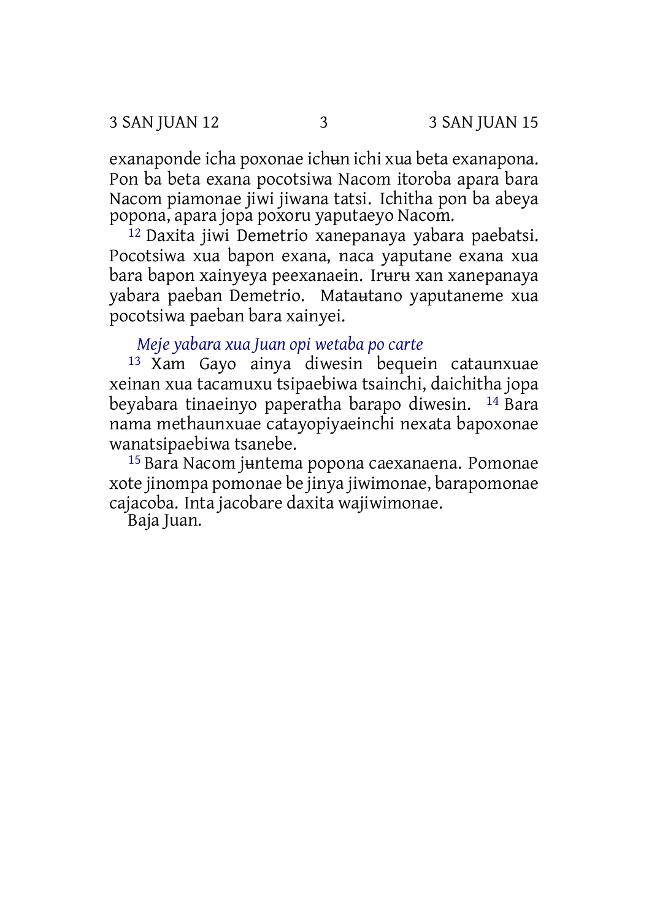exanaponde icha poxonae ichʉn ichi xua beta exanapona. Pon ba beta exana pocotsiwa Nacom itoroba apara bara Nacom piamonae jiwi jiwana tatsi. Ichitha pon ba abeya popona, apara jopa poxoru yaputaeyo Nacom.

[12] Daxita jiwi Demetrio xanepanaya yabara paebatsi. Pocotsiwa xua bapon exana, naca yaputane exana xua bara bapon xainyeya peexanaein. Irʉrʉ xan xanepanaya yabara paeban Demetrio. Mataʉtano yaputaneme xua pocotsiwa paeban bara xainyei.

*Meje yabara xua Juan opi wetaba po carte*

[13] Xam Gayo ainya diwesin bequein cataunxuae xeinan xua tacamuxu tsipaebiwa tsainchi, daichitha jopa beyabara tinaeinyo paperatha barapo diwesin. [14] Bara nama methaunxuae catayopiyaeinchi nexata bapoxonae wanatsipaebiwa tsanebe.

[15] Bara Nacom jʉntema popona caexanaena. Pomonae xote jinompa pomonae be jinya jiwimonae, barapomonae cajacoba. Inta jacobare daxita wajiwimonae.

Baja Juan.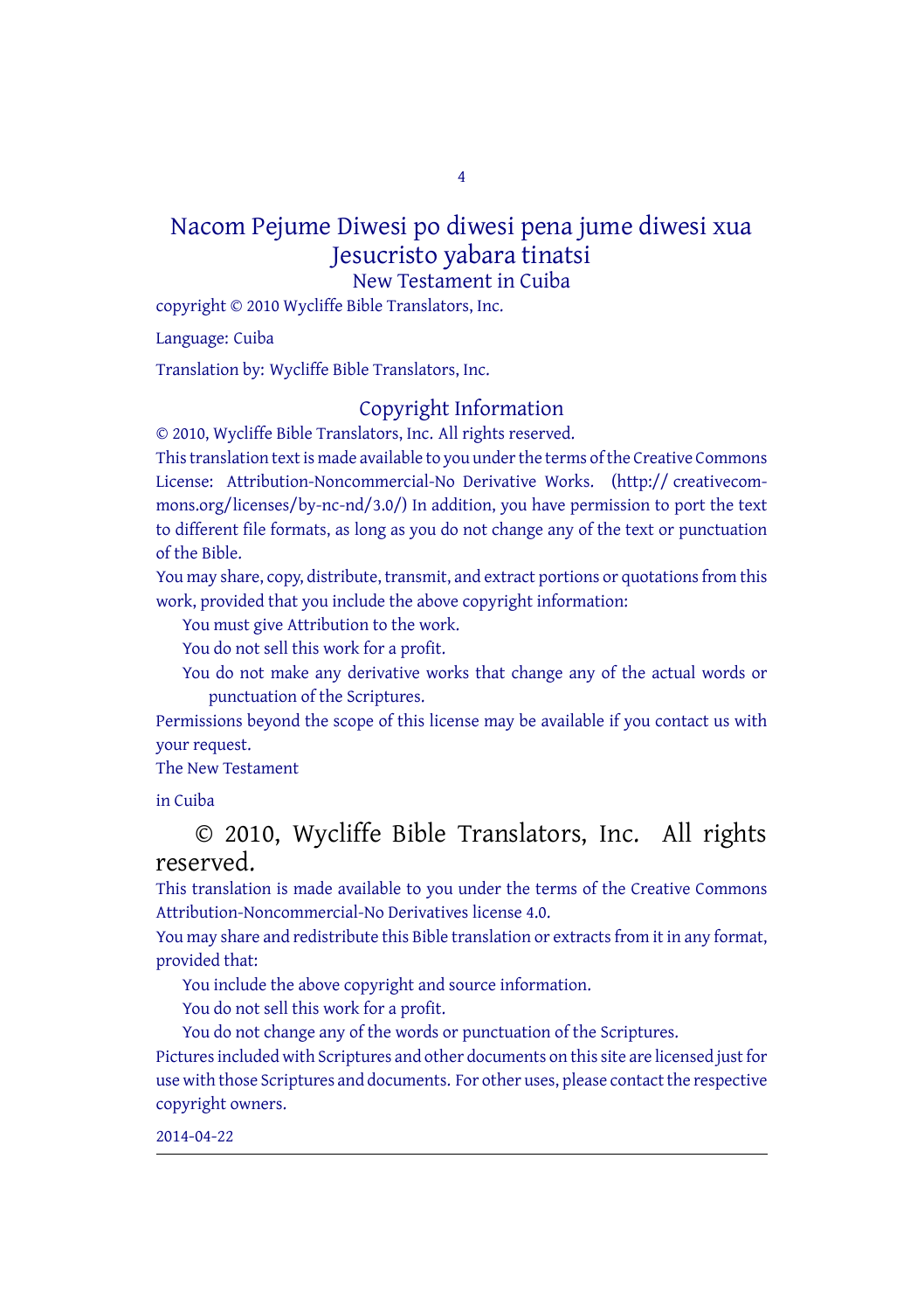# Nacom Pejume Diwesi po diwesi pena jume diwesi xua Jesucristo yabara tinatsi

New Testament in Cuiba

copyright © 2010 Wycliffe Bible Translators, Inc.

Language: Cuiba

Translation by: Wycliffe Bible Translators, Inc.

## Copyright Information

© 2010, Wycliffe Bible Translators, Inc. All rights reserved.

This translation text is made available to you under the terms of the Creative Commons License: Attribution-Noncommercial-No Derivative Works. (http:// creativecommons.org/licenses/by-nc-nd/3.0/) In addition, you have permission to port the text to different file formats, as long as you do not change any of the text or punctuation of the Bible.

You may share, copy, distribute, transmit, and extract portions or quotations from this work, provided that you include the above copyright information:

- You must give Attribution to the work.
- You do not sell this work for a profit.
- You do not make any derivative works that change any of the actual words or punctuation of the Scriptures.

Permissions beyond the scope of this license may be available if you contact us with your request.

The New Testament

in Cuiba

© 2010, Wycliffe Bible Translators, Inc. All rights reserved.

This translation is made available to you under the terms of the Creative Commons Attribution-Noncommercial-No Derivatives license 4.0.

You may share and redistribute this Bible translation or extracts from it in any format, provided that:

- You include the above copyright and source information.
- You do not sell this work for a profit.
- You do not change any of the words or punctuation of the Scriptures.

Pictures included with Scriptures and other documents on this site are licensed just for use with those Scriptures and documents. For other uses, please contact the respective copyright owners.

2014-04-22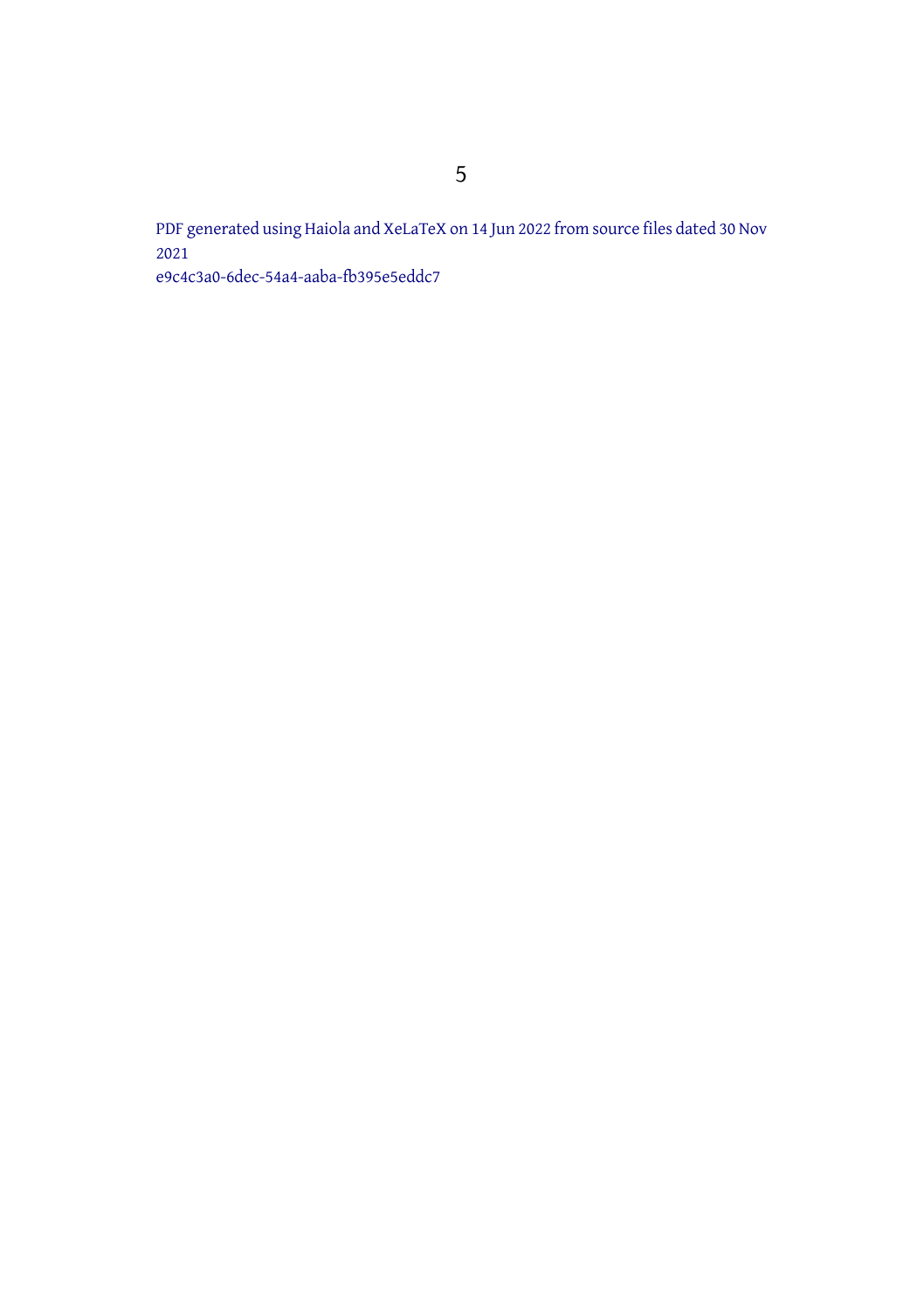PDF generated using Haiola and XeLaTeX on 14 Jun 2022 from source files dated 30 Nov 2021
e9c4c3a0-6dec-54a4-aaba-fb395e5eddc7